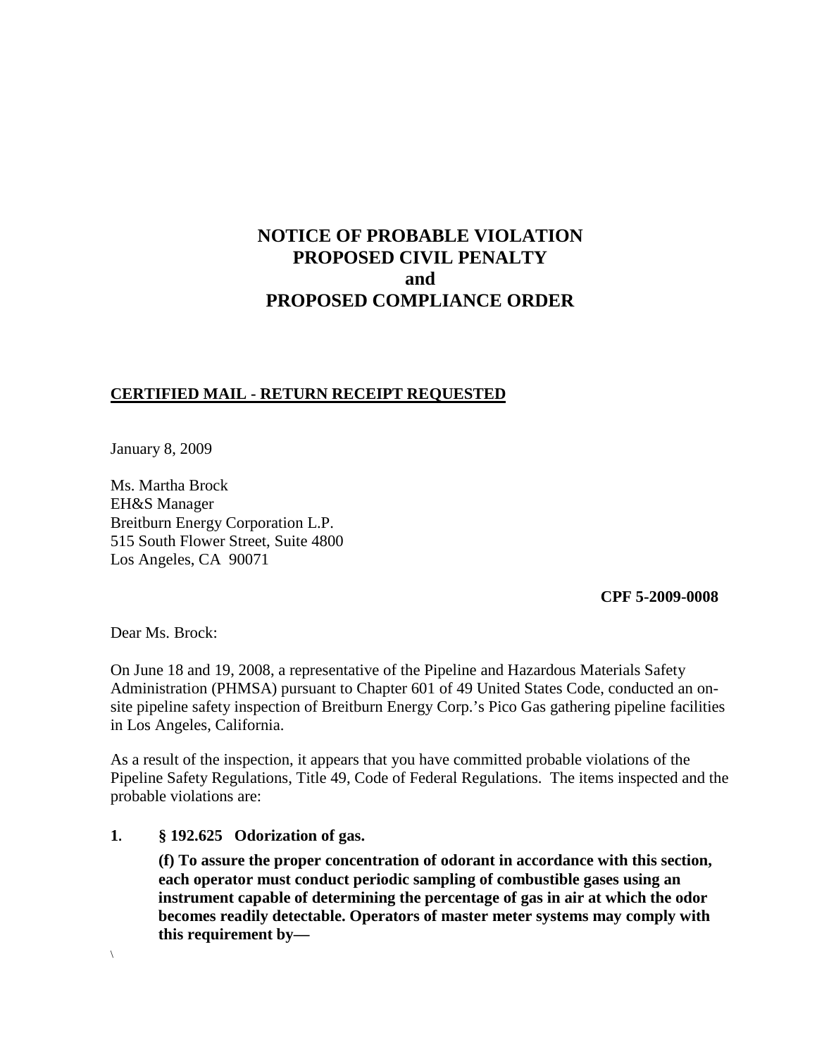# NOTICE OF PROBABLE VIOLATION
# PROPOSED CIVIL PENALTY
# and
# PROPOSED COMPLIANCE ORDER

**CERTIFIED MAIL - RETURN RECEIPT REQUESTED**

January 8, 2009

Ms. Martha Brock
EH&S Manager
Breitburn Energy Corporation L.P.
515 South Flower Street, Suite 4800
Los Angeles, CA 90071

**CPF 5-2009-0008**

Dear Ms. Brock:

On June 18 and 19, 2008, a representative of the Pipeline and Hazardous Materials Safety Administration (PHMSA) pursuant to Chapter 601 of 49 United States Code, conducted an on-site pipeline safety inspection of Breitburn Energy Corp.'s Pico Gas gathering pipeline facilities in Los Angeles, California.

As a result of the inspection, it appears that you have committed probable violations of the Pipeline Safety Regulations, Title 49, Code of Federal Regulations. The items inspected and the probable violations are:

**1. § 192.625 Odorization of gas.**

**(f) To assure the proper concentration of odorant in accordance with this section, each operator must conduct periodic sampling of combustible gases using an instrument capable of determining the percentage of gas in air at which the odor becomes readily detectable. Operators of master meter systems may comply with this requirement by—**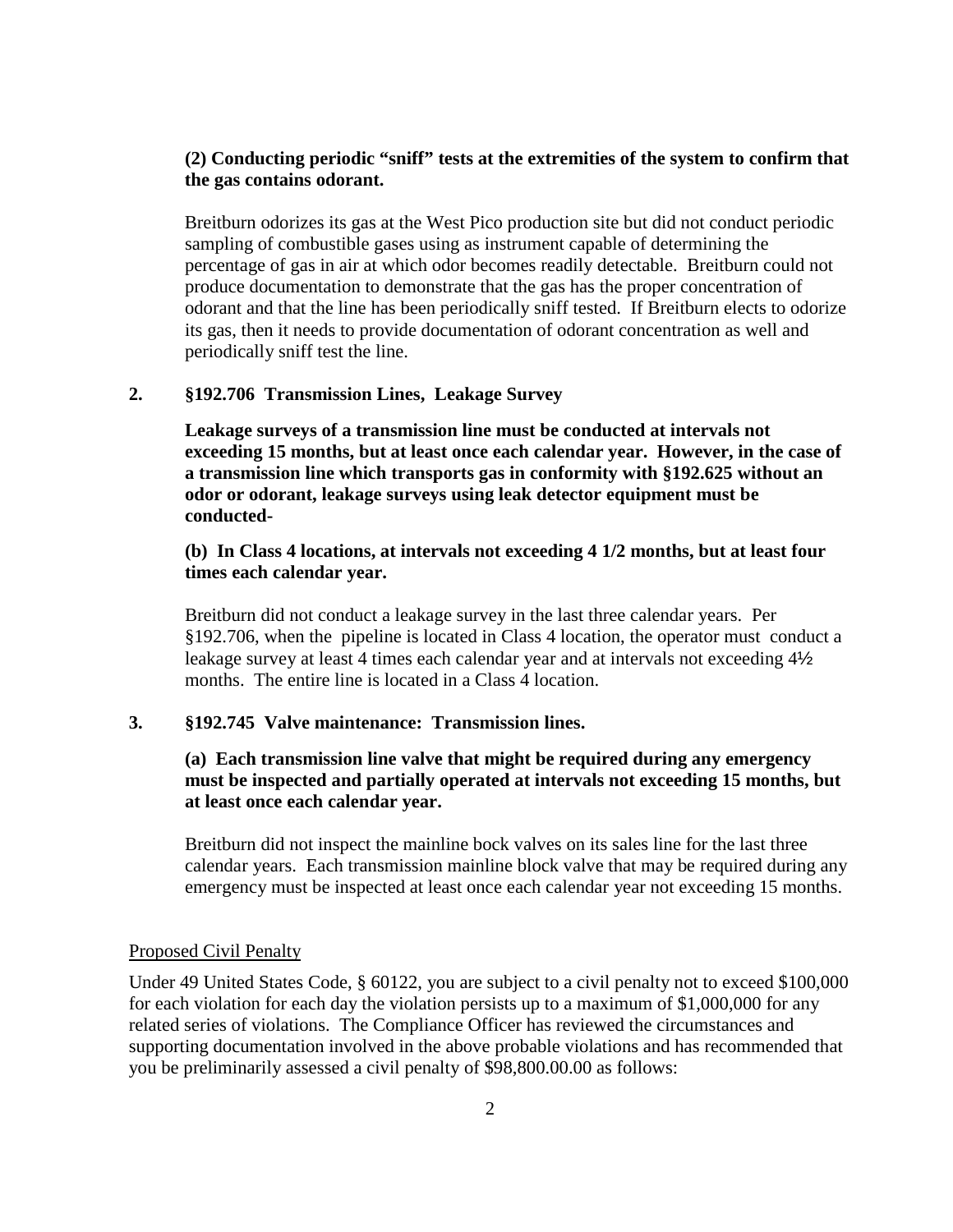**(2) Conducting periodic "sniff" tests at the extremities of the system to confirm that the gas contains odorant.**

Breitburn odorizes its gas at the West Pico production site but did not conduct periodic sampling of combustible gases using as instrument capable of determining the percentage of gas in air at which odor becomes readily detectable. Breitburn could not produce documentation to demonstrate that the gas has the proper concentration of odorant and that the line has been periodically sniff tested. If Breitburn elects to odorize its gas, then it needs to provide documentation of odorant concentration as well and periodically sniff test the line.

**2. §192.706 Transmission Lines, Leakage Survey**

**Leakage surveys of a transmission line must be conducted at intervals not exceeding 15 months, but at least once each calendar year. However, in the case of a transmission line which transports gas in conformity with §192.625 without an odor or odorant, leakage surveys using leak detector equipment must be conducted-**

**(b) In Class 4 locations, at intervals not exceeding 4 1/2 months, but at least four times each calendar year.**

Breitburn did not conduct a leakage survey in the last three calendar years. Per §192.706, when the pipeline is located in Class 4 location, the operator must conduct a leakage survey at least 4 times each calendar year and at intervals not exceeding 4½ months. The entire line is located in a Class 4 location.

**3. §192.745 Valve maintenance: Transmission lines.**

**(a) Each transmission line valve that might be required during any emergency must be inspected and partially operated at intervals not exceeding 15 months, but at least once each calendar year.**

Breitburn did not inspect the mainline bock valves on its sales line for the last three calendar years. Each transmission mainline block valve that may be required during any emergency must be inspected at least once each calendar year not exceeding 15 months.

Proposed Civil Penalty

Under 49 United States Code, § 60122, you are subject to a civil penalty not to exceed $100,000 for each violation for each day the violation persists up to a maximum of $1,000,000 for any related series of violations. The Compliance Officer has reviewed the circumstances and supporting documentation involved in the above probable violations and has recommended that you be preliminarily assessed a civil penalty of $98,800.00.00 as follows: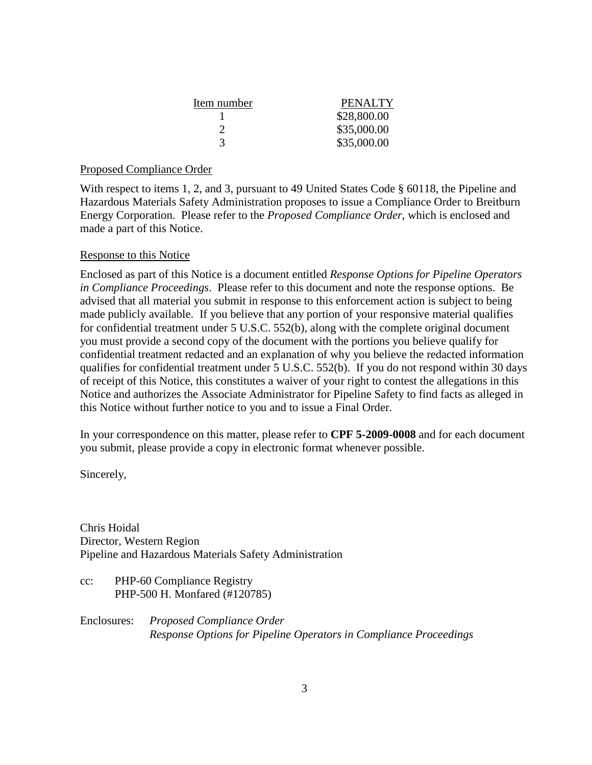| Item number | PENALTY |
| --- | --- |
| 1 | $28,800.00 |
| 2 | $35,000.00 |
| 3 | $35,000.00 |

Proposed Compliance Order

With respect to items 1, 2, and 3, pursuant to 49 United States Code § 60118, the Pipeline and Hazardous Materials Safety Administration proposes to issue a Compliance Order to Breitburn Energy Corporation. Please refer to the *Proposed Compliance Order*, which is enclosed and made a part of this Notice.

Response to this Notice

Enclosed as part of this Notice is a document entitled *Response Options for Pipeline Operators in Compliance Proceedings*. Please refer to this document and note the response options. Be advised that all material you submit in response to this enforcement action is subject to being made publicly available. If you believe that any portion of your responsive material qualifies for confidential treatment under 5 U.S.C. 552(b), along with the complete original document you must provide a second copy of the document with the portions you believe qualify for confidential treatment redacted and an explanation of why you believe the redacted information qualifies for confidential treatment under 5 U.S.C. 552(b). If you do not respond within 30 days of receipt of this Notice, this constitutes a waiver of your right to contest the allegations in this Notice and authorizes the Associate Administrator for Pipeline Safety to find facts as alleged in this Notice without further notice to you and to issue a Final Order.

In your correspondence on this matter, please refer to **CPF 5-2009-0008** and for each document you submit, please provide a copy in electronic format whenever possible.

Sincerely,

Chris Hoidal
Director, Western Region
Pipeline and Hazardous Materials Safety Administration

cc: PHP-60 Compliance Registry
PHP-500 H. Monfared (#120785)

Enclosures: *Proposed Compliance Order*
*Response Options for Pipeline Operators in Compliance Proceedings*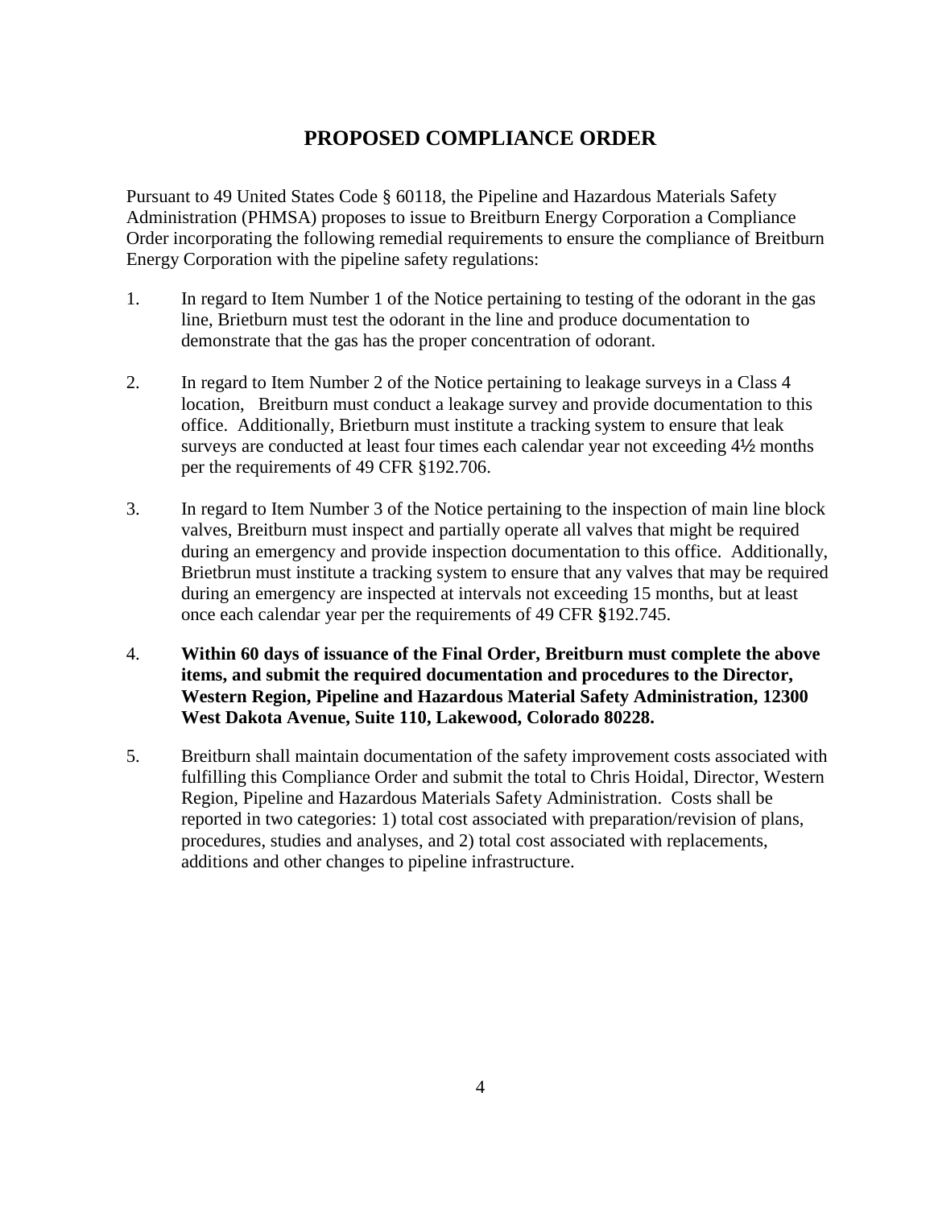# PROPOSED COMPLIANCE ORDER

Pursuant to 49 United States Code § 60118, the Pipeline and Hazardous Materials Safety Administration (PHMSA) proposes to issue to Breitburn Energy Corporation a Compliance Order incorporating the following remedial requirements to ensure the compliance of Breitburn Energy Corporation with the pipeline safety regulations:

1. In regard to Item Number 1 of the Notice pertaining to testing of the odorant in the gas line, Brietburn must test the odorant in the line and produce documentation to demonstrate that the gas has the proper concentration of odorant.

2. In regard to Item Number 2 of the Notice pertaining to leakage surveys in a Class 4 location, Breitburn must conduct a leakage survey and provide documentation to this office. Additionally, Brietburn must institute a tracking system to ensure that leak surveys are conducted at least four times each calendar year not exceeding 4½ months per the requirements of 49 CFR §192.706.

3. In regard to Item Number 3 of the Notice pertaining to the inspection of main line block valves, Breitburn must inspect and partially operate all valves that might be required during an emergency and provide inspection documentation to this office. Additionally, Brietbrun must institute a tracking system to ensure that any valves that may be required during an emergency are inspected at intervals not exceeding 15 months, but at least once each calendar year per the requirements of 49 CFR §192.745.

4. **Within 60 days of issuance of the Final Order, Breitburn must complete the above items, and submit the required documentation and procedures to the Director, Western Region, Pipeline and Hazardous Material Safety Administration, 12300 West Dakota Avenue, Suite 110, Lakewood, Colorado 80228.**

5. Breitburn shall maintain documentation of the safety improvement costs associated with fulfilling this Compliance Order and submit the total to Chris Hoidal, Director, Western Region, Pipeline and Hazardous Materials Safety Administration. Costs shall be reported in two categories: 1) total cost associated with preparation/revision of plans, procedures, studies and analyses, and 2) total cost associated with replacements, additions and other changes to pipeline infrastructure.